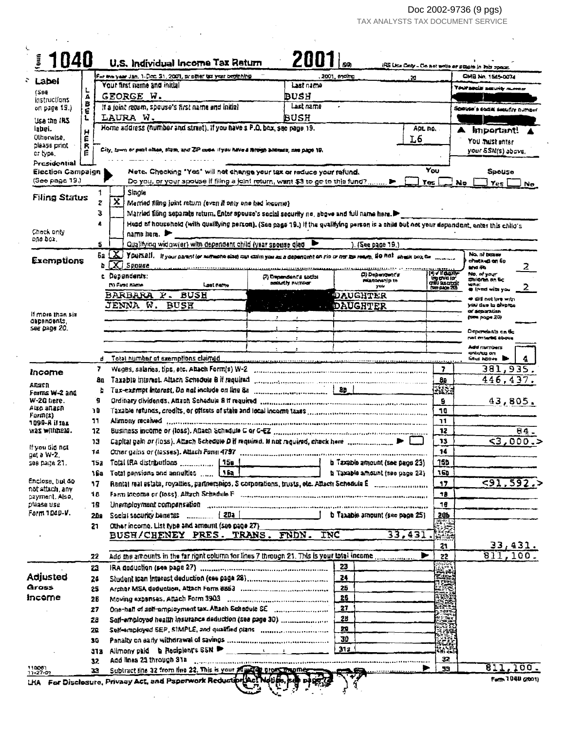Doc 2002-9736 (9 pgs)

TAX ANALYSTS TAX DOCUMENT SERVICE

# Form 1040 U.S. Individual Income Tax Return 2001

(99) IRS Use Only - Do not write or staple in this space.

For the year Jan. 1-Dec. 31, 2001, or other tax year beginning , 2001, ending , 20

OMB No. 1545-0074

## Label

(See instructions on page 19.) Use the IRS label. Otherwise, please print or type.

| | | |
|---|---|---|
| Your first name and initial: GEORGE W. | Last name: BUSH | Your social security number: [redacted] |
| If a joint return, spouse's first name and initial: LAURA W. | Last name: BUSH | Spouse's social security number: [redacted] |
| Home address (number and street). If you have a P.O. box, see page 19. | Apt. no. L6 | ▲ Important! ▲ You must enter your SSN(s) above. |
| City, town or post office, state, and ZIP code. If you have a foreign address, see page 19. | | |

**Presidential Election Campaign** (See page 19.)
Note. Checking "Yes" will not change your tax or reduce your refund.
Do you, or your spouse if filing a joint return, want $3 to go to this fund? ▶ You: ☐ Yes ☐ No  Spouse: ☐ Yes ☐ No

## Filing Status

1. ☐ Single
2. ☒ Married filing joint return (even if only one had income)
3. ☐ Married filing separate return. Enter spouse's social security no. above and full name here. ▶
4. ☐ Head of household (with qualifying person). (See page 19.) If the qualifying person is a child but not your dependent, enter this child's name here. ▶
5. ☐ Qualifying widow(er) with dependent child (year spouse died ▶ ). (See page 19.)

Check only one box.

## Exemptions

6a ☒ Yourself. If your parent (or someone else) can claim you as a dependent on his or her tax return, do not check box 6a

b ☒ Spouse

No. of boxes checked on 6a and 6b: 2

c Dependents:

| (1) First name Last name | (2) Dependent's social security number | (3) Dependent's relationship to you | (4) ✓ if qualifying child for child tax credit (see page 20) |
|---|---|---|---|
| BARBARA P. BUSH | [redacted] | DAUGHTER | |
| JENNA W. BUSH | [redacted] | DAUGHTER | |

If more than six dependents, see page 20.

No. of your children on 6c who: • lived with you: 2; • did not live with you due to divorce or separation (see page 20); Dependents on 6c not entered above

d Total number of exemptions claimed — Add numbers entered on lines above ▶ 4

## Income

Attach Forms W-2 and W-2G here. Also attach Form(s) 1099-R if tax was withheld.

If you did not get a W-2, see page 21.

Enclose, but do not attach, any payment. Also, please use Form 1040-V.

| Line | Description | | Amount |
|---|---|---|---|
| 7 | Wages, salaries, tips, etc. Attach Form(s) W-2 | | 381,935. |
| 8a | Taxable interest. Attach Schedule B if required | | 446,437. |
| b | Tax-exempt interest. Do not include on line 8a | 8b | |
| 9 | Ordinary dividends. Attach Schedule B if required | | 43,805. |
| 10 | Taxable refunds, credits, or offsets of state and local income taxes | | |
| 11 | Alimony received | | |
| 12 | Business income or (loss). Attach Schedule C or C-EZ | | 84. |
| 13 | Capital gain or (loss). Attach Schedule D if required. If not required, check here ▶ ☐ | | <3,000.> |
| 14 | Other gains or (losses). Attach Form 4797 | | |
| 15a | Total IRA distributions 15a | b Taxable amount (see page 23) 15b | |
| 16a | Total pensions and annuities 16a | b Taxable amount (see page 23) 16b | |
| 17 | Rental real estate, royalties, partnerships, S corporations, trusts, etc. Attach Schedule E | | <91,592.> |
| 18 | Farm income or (loss). Attach Schedule F | | |
| 19 | Unemployment compensation | | |
| 20a | Social security benefits 20a | b Taxable amount (see page 25) 20b | |
| 21 | Other income. List type and amount (see page 27) BUSH/CHENEY PRES. TRANS. FNDN. INC 33,431. | | 33,431. |
| 22 | Add the amounts in the far right column for lines 7 through 21. This is your total income ▶ | | 811,100. |

## Adjusted Gross Income

| Line | Description | | Amount |
|---|---|---|---|
| 23 | IRA deduction (see page 27) | 23 | |
| 24 | Student loan interest deduction (see page 28) | 24 | |
| 25 | Archer MSA deduction. Attach Form 8853 | 25 | |
| 26 | Moving expenses. Attach Form 3903 | 26 | |
| 27 | One-half of self-employment tax. Attach Schedule SE | 27 | |
| 28 | Self-employed health insurance deduction (see page 30) | 28 | |
| 29 | Self-employed SEP, SIMPLE, and qualified plans | 29 | |
| 30 | Penalty on early withdrawal of savings | 30 | |
| 31a | Alimony paid b Recipient's SSN ▶ | 31a | |
| 32 | Add lines 23 through 31a | | |
| 33 | Subtract line 32 from line 22. This is your adjusted gross income ▶ | | 811,100. |

LHA For Disclosure, Privacy Act, and Paperwork Reduction Act Notice, see page 72.

Form 1040 (2001)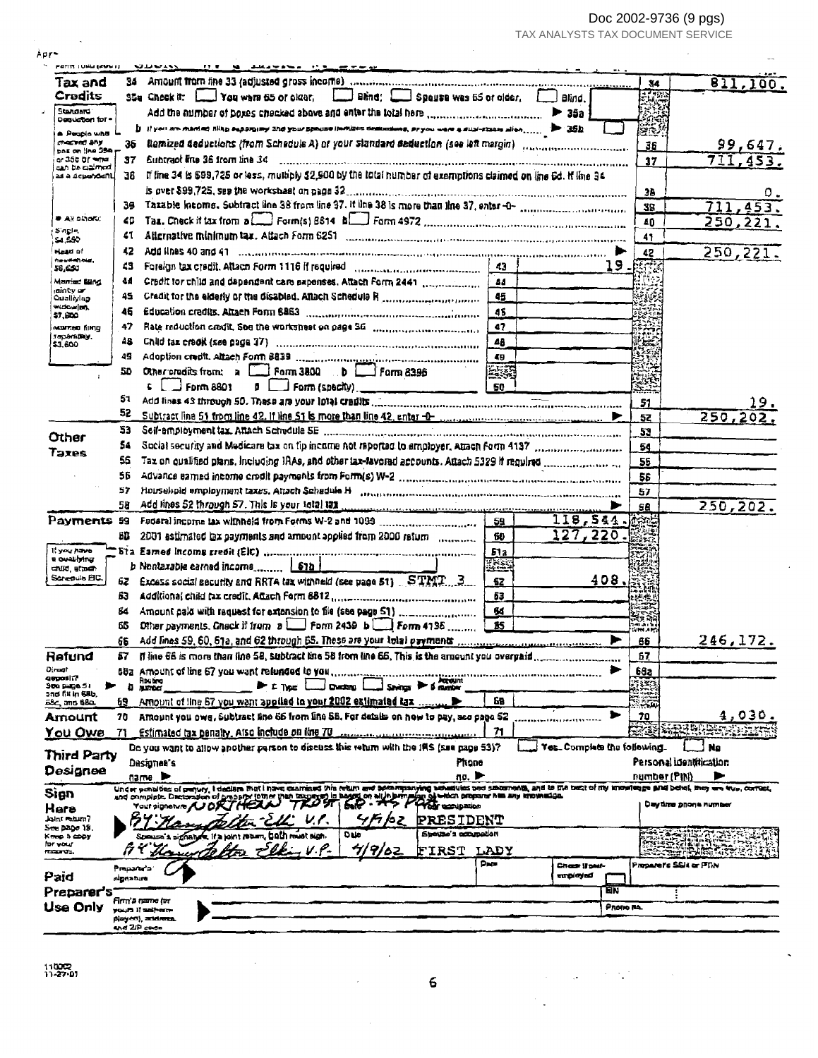Form 1040 (2001)

## Tax and Credits

| Line | Description | | Amount |
|---|---|---|---|
| 34 | Amount from line 33 (adjusted gross income) | 34 | 811,100. |
| 35a | Check if: ☐ You were 65 or older, ☐ Blind; ☐ Spouse was 65 or older, ☐ Blind. Add the number of boxes checked above and enter the total here ▶ 35a | | |
| b | If you are married filing separately and your spouse itemizes deductions, or you were a dual-status alien ▶ 35b ☐ | | |
| 36 | Itemized deductions (from Schedule A) or your standard deduction (see left margin) | 36 | 99,647. |
| 37 | Subtract line 36 from line 34 | 37 | 711,453. |
| 38 | If line 34 is $99,725 or less, multiply $2,900 by the total number of exemptions claimed on line 6d. If line 34 is over $99,725, see the worksheet on page 32 | 38 | 0. |
| 39 | Taxable income. Subtract line 38 from line 37. If line 38 is more than line 37, enter -0- | 39 | 711,453. |
| 40 | Tax. Check if tax from a ☐ Form(s) 8814 b ☐ Form 4972 | 40 | 250,221. |
| 41 | Alternative minimum tax. Attach Form 6251 | 41 | |
| 42 | Add lines 40 and 41 ▶ | 42 | 250,221. |
| 43 | Foreign tax credit. Attach Form 1116 if required — 43: 19. | | |
| 44 | Credit for child and dependent care expenses. Attach Form 2441 — 44 | | |
| 45 | Credit for the elderly or the disabled. Attach Schedule R — 45 | | |
| 46 | Education credits. Attach Form 8863 — 46 | | |
| 47 | Rate reduction credit. See the worksheet on page 36 — 47 | | |
| 48 | Child tax credit (see page 37) — 48 | | |
| 49 | Adoption credit. Attach Form 8839 — 49 | | |
| 50 | Other credits from: a ☐ Form 3800 b ☐ Form 8396 c ☐ Form 8801 d ☐ Form (specify) — 50 | | |
| 51 | Add lines 43 through 50. These are your total credits | 51 | 19. |
| 52 | Subtract line 51 from line 42. If line 51 is more than line 42, enter -0- ▶ | 52 | 250,202. |

Standard Deduction for — • People who checked any box on line 35a or 35b or who can be claimed as a dependent, see page 31. • All others: Single, $4,550; Head of household, $6,650; Married filing jointly or Qualifying widow(er), $7,600; Married filing separately, $3,800

## Other Taxes

| Line | Description | | Amount |
|---|---|---|---|
| 53 | Self-employment tax. Attach Schedule SE | 53 | |
| 54 | Social security and Medicare tax on tip income not reported to employer. Attach Form 4137 | 54 | |
| 55 | Tax on qualified plans, including IRAs, and other tax-favored accounts. Attach 5329 if required | 55 | |
| 56 | Advance earned income credit payments from Form(s) W-2 | 56 | |
| 57 | Household employment taxes. Attach Schedule H | 57 | |
| 58 | Add lines 52 through 57. This is your total tax ▶ | 58 | 250,202. |

## Payments

| Line | Description | | | Amount |
|---|---|---|---|---|
| 59 | Federal income tax withheld from Forms W-2 and 1099 | 59 | 118,544. | |
| 60 | 2001 estimated tax payments and amount applied from 2000 return | 60 | 127,220. | |
| 61a | Earned income credit (EIC) | 61a | | |
| b | Nontaxable earned income ......... 61b | | | |
| 62 | Excess social security and RRTA tax withheld (see page 51) STMT 3 | 62 | 408. | |
| 63 | Additional child tax credit. Attach Form 8812 | 63 | | |
| 64 | Amount paid with request for extension to file (see page 51) | 64 | | |
| 65 | Other payments. Check if from a ☐ Form 2439 b ☐ Form 4136 | 65 | | |
| 66 | Add lines 59, 60, 61a, and 62 through 65. These are your total payments ▶ | | 66 | 246,172. |

If you have a qualifying child, attach Schedule EIC.

## Refund

| Line | Description | | Amount |
|---|---|---|---|
| 67 | If line 66 is more than line 58, subtract line 58 from line 66. This is the amount you overpaid | 67 | |
| 68a | Amount of line 67 you want refunded to you ▶ | 68a | |
| b | Routing number ▶ c Type: ☐ Checking ☐ Savings ▶ d Account number | | |
| 69 | Amount of line 67 you want applied to your 2002 estimated tax ▶ 68 | | |

Direct deposit? See page 51 and fill in 68b, 68c, and 68d.

## Amount You Owe

| Line | Description | | Amount |
|---|---|---|---|
| 70 | Amount you owe. Subtract line 66 from line 58. For details on how to pay, see page 52 ▶ | 70 | 4,030. |
| 71 | Estimated tax penalty. Also include on line 70 — 71 | | |

## Third Party Designee

Do you want to allow another person to discuss this return with the IRS (see page 53)? ☐ Yes. Complete the following. ☐ No

Designee's name ▶ Phone no. ▶ Personal identification number (PIN) ▶

## Sign Here

Under penalties of perjury, I declare that I have examined this return and accompanying schedules and statements, and to the best of my knowledge and belief, they are true, correct, and complete. Declaration of preparer (other than taxpayer) is based on all information of which preparer has any knowledge.

Joint return? See page 19. Keep a copy for your records.

| Your signature | Date | Your occupation | Daytime phone number |
|---|---|---|---|
| NORTHERN TRUST 60-45 POA BY: [signature] V.P. | 4/9/02 | PRESIDENT | |
| Spouse's signature. If a joint return, both must sign. | Date | Spouse's occupation | |
| BY [signature] V.P. | 4/9/02 | FIRST LADY | |

## Paid Preparer's Use Only

Preparer's signature | Date | Check if self-employed ☐ | Preparer's SSN or PTIN

Firm's name (or yours if self-employed), address, and ZIP code | EIN | Phone no.

110002 11-27-01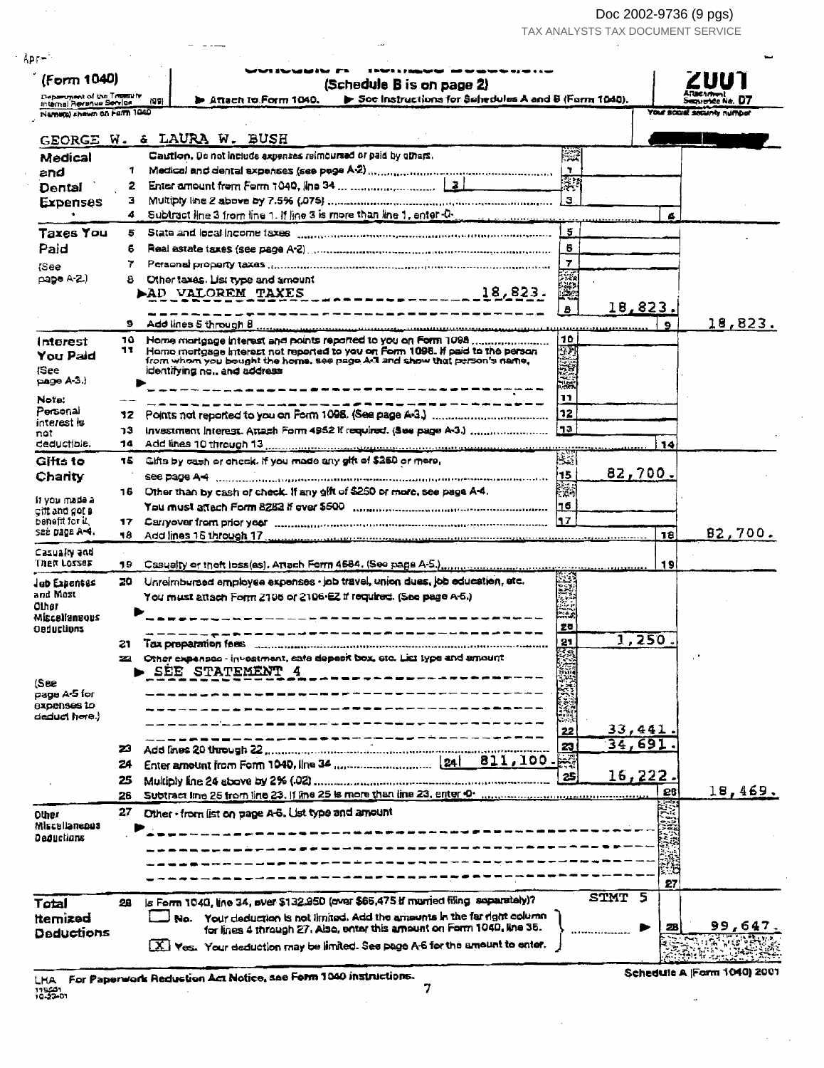Doc 2002-9736 (9 pgs)
TAX ANALYSTS TAX DOCUMENT SERVICE

# SCHEDULES A&B (Form 1040) — Schedule A - Itemized Deductions

(Schedule B is on page 2)

Department of the Treasury Internal Revenue Service (99) ▶ Attach to Form 1040. ▶ See Instructions for Schedules A and B (Form 1040).

**2001** Attachment Sequence No. 07

Name(s) shown on Form 1040: GEORGE W. & LAURA W. BUSH

Your social security number: [redacted]

| Section | Line | Description | Line No. | Amount | Line No. | Total |
|---|---|---|---|---|---|---|
| **Medical and Dental Expenses** | | **Caution.** Do not include expenses reimbursed or paid by others. | | | | |
| | 1 | Medical and dental expenses (see page A-2) | 1 | | | |
| | 2 | Enter amount from Form 1040, line 34 ... [2] | | | | |
| | 3 | Multiply line 2 above by 7.5% (.075) | 3 | | | |
| | 4 | Subtract line 3 from line 1. If line 3 is more than line 1, enter -0- | | | 4 | |
| **Taxes You Paid** (See page A-2.) | 5 | State and local income taxes | 5 | | | |
| | 6 | Real estate taxes (see page A-2) | 6 | | | |
| | 7 | Personal property taxes | 7 | | | |
| | 8 | Other taxes. List type and amount ▶ AD VALOREM TAXES 18,823. | 8 | 18,823. | | |
| | 9 | Add lines 5 through 8 | | | 9 | 18,823. |
| **Interest You Paid** (See page A-3.) | 10 | Home mortgage interest and points reported to you on Form 1098 | 10 | | | |
| | 11 | Home mortgage interest not reported to you on Form 1098. If paid to the person from whom you bought the home, see page A-3 and show that person's name, identifying no., and address ▶ | 11 | | | |
| Note: Personal interest is not deductible. | 12 | Points not reported to you on Form 1098. (See page A-3.) | 12 | | | |
| | 13 | Investment interest. Attach Form 4952 if required. (See page A-3.) | 13 | | | |
| | 14 | Add lines 10 through 13 | | | 14 | |
| **Gifts to Charity** | 15 | Gifts by cash or check. If you made any gift of $250 or more, see page A-4 | 15 | 82,700. | | |
| If you made a gift and got a benefit for it, see page A-4. | 16 | Other than by cash or check. If any gift of $250 or more, see page A-4. You must attach Form 8283 if over $500 | 16 | | | |
| | 17 | Carryover from prior year | 17 | | | |
| | 18 | Add lines 15 through 17 | | | 18 | 82,700. |
| **Casualty and Theft Losses** | 19 | Casualty or theft loss(es). Attach Form 4684. (See page A-5.) | | | 19 | |
| **Job Expenses and Most Other Miscellaneous Deductions** | 20 | Unreimbursed employee expenses - job travel, union dues, job education, etc. You must attach Form 2106 or 2106-EZ if required. (See page A-5.) ▶ | 20 | | | |
| | 21 | Tax preparation fees | 21 | 1,250. | | |
| (See page A-5 for expenses to deduct here.) | 22 | Other expenses - investment, safe deposit box, etc. List type and amount ▶ SEE STATEMENT 4 | 22 | 33,441. | | |
| | 23 | Add lines 20 through 22 | 23 | 34,691. | | |
| | 24 | Enter amount from Form 1040, line 34 ... [24] 811,100. | | | | |
| | 25 | Multiply line 24 above by 2% (.02) | 25 | 16,222. | | |
| | 26 | Subtract line 25 from line 23. If line 25 is more than line 23, enter -0- | | | 26 | 18,469. |
| **Other Miscellaneous Deductions** | 27 | Other - from list on page A-6. List type and amount ▶ | | | 27 | |
| **Total Itemized Deductions** | 28 | Is Form 1040, line 34, over $132,950 (over $66,475 if married filing separately)? STMT 5 | | | | |
| | | ☐ **No.** Your deduction is not limited. Add the amounts in the far right column for lines 4 through 27. Also, enter this amount on Form 1040, line 36. | | | 28 | 99,647. |
| | | ☒ **Yes.** Your deduction may be limited. See page A-6 for the amount to enter. | | | | |

LHA For Paperwork Reduction Act Notice, see Form 1040 instructions.

Schedule A (Form 1040) 2001

119501 10-22-01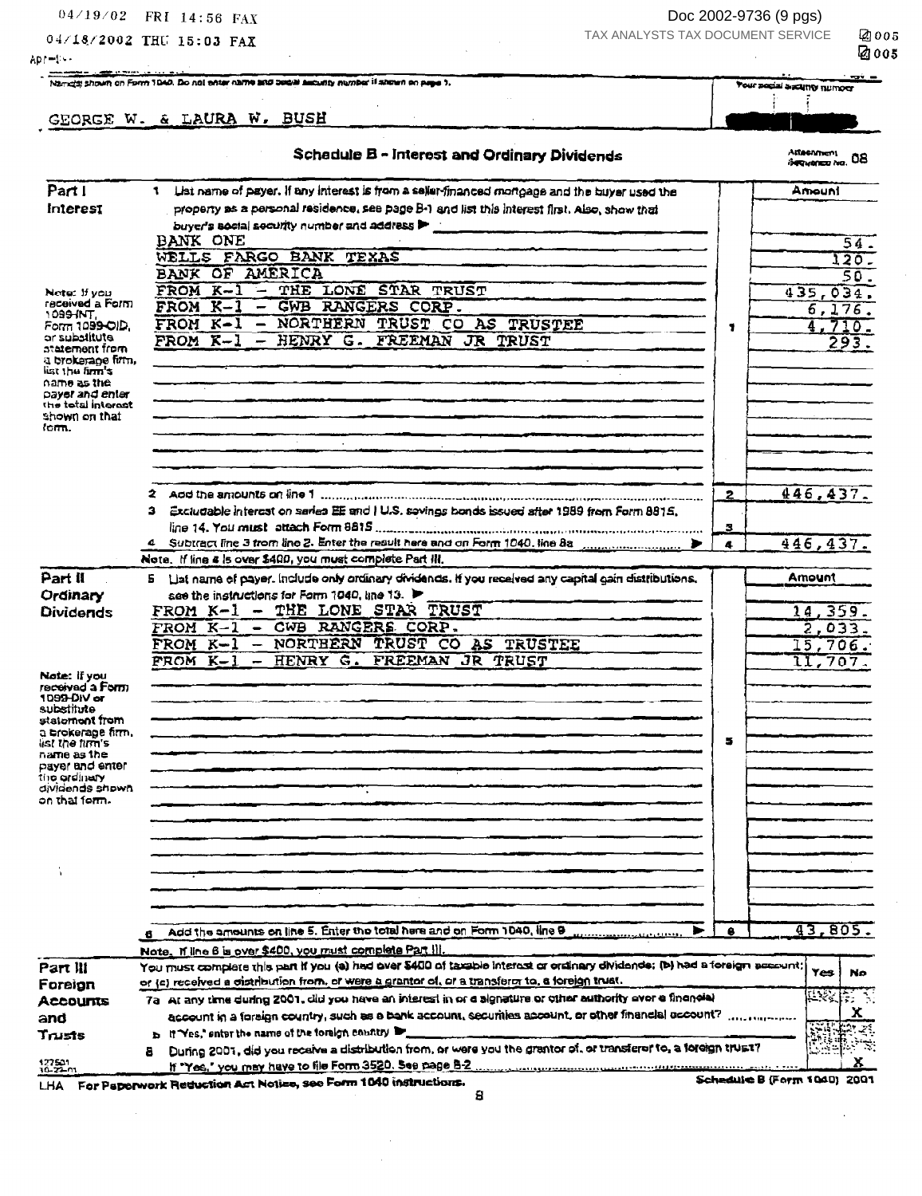Name(s) shown on Form 1040. Do not enter name and social security number if shown on page 1.

Your social security number

GEORGE W. & LAURA W. BUSH

## Schedule B - Interest and Ordinary Dividends

Attachment Sequence No. 08

### Part I Interest

1 List name of payer. If any interest is from a seller-financed mortgage and the buyer used the property as a personal residence, see page B-1 and list this interest first. Also, show that buyer's social security number and address ▶

Note: If you received a Form 1099-INT, Form 1099-OID, or substitute statement from a brokerage firm, list the firm's name as the payer and enter the total interest shown on that form.

| Payer | Line | Amount |
|---|---|---|
| BANK ONE | | 54. |
| WELLS FARGO BANK TEXAS | | 120. |
| BANK OF AMERICA | | 50. |
| FROM K-1 - THE LONE STAR TRUST | | 435,034. |
| FROM K-1 - GWB RANGERS CORP. | | 6,176. |
| FROM K-1 - NORTHERN TRUST CO AS TRUSTEE | 1 | 4,710. |
| FROM K-1 - HENRY G. FREEMAN JR TRUST | | 293. |
| 2 Add the amounts on line 1 | 2 | 446,437. |
| 3 Excludable interest on series EE and I U.S. savings bonds issued after 1989 from Form 8815, line 14. You must attach Form 8815 | 3 | |
| 4 Subtract line 3 from line 2. Enter the result here and on Form 1040, line 8a ▶ | 4 | 446,437. |

Note. If line 4 is over $400, you must complete Part III.

### Part II Ordinary Dividends

5 List name of payer. Include only ordinary dividends. If you received any capital gain distributions, see the instructions for Form 1040, line 13. ▶

Note: If you received a Form 1099-DIV or substitute statement from a brokerage firm, list the firm's name as the payer and enter the ordinary dividends shown on that form.

| Payer | Line | Amount |
|---|---|---|
| FROM K-1 - THE LONE STAR TRUST | | 14,359. |
| FROM K-1 - GWB RANGERS CORP. | | 2,033. |
| FROM K-1 - NORTHERN TRUST CO AS TRUSTEE | 5 | 15,706. |
| FROM K-1 - HENRY G. FREEMAN JR TRUST | | 11,707. |
| 6 Add the amounts on line 5. Enter the total here and on Form 1040, line 9 ▶ | 6 | 43,805. |

Note. If line 6 is over $400, you must complete Part III.

### Part III Foreign Accounts and Trusts

You must complete this part if you (a) had over $400 of taxable interest or ordinary dividends; (b) had a foreign account; or (c) received a distribution from, or were a grantor of, or a transferor to, a foreign trust.

| | Yes | No |
|---|---|---|
| 7a At any time during 2001, did you have an interest in or a signature or other authority over a financial account in a foreign country, such as a bank account, securities account, or other financial account? | | X |
| b If "Yes," enter the name of the foreign country ▶ | | |
| 8 During 2001, did you receive a distribution from, or were you the grantor of, or transferor to, a foreign trust? If "Yes," you may have to file Form 3520. See page B-2 | | X |

LHA For Paperwork Reduction Act Notice, see Form 1040 instructions.

Schedule B (Form 1040) 2001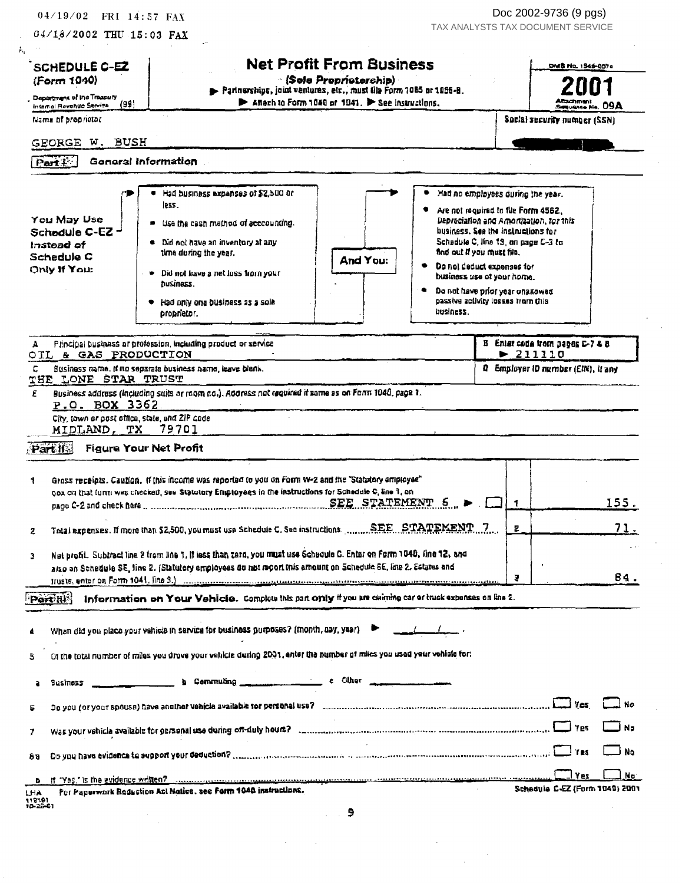04/19/02 FRI 14:57 FAX

04/18/2002 THU 15:03 FAX

# SCHEDULE C-EZ (Form 1040)

Department of the Treasury Internal Revenue Service (99)

## Net Profit From Business

**(Sole Proprietorship)**

▶ Partnerships, joint ventures, etc., must file Form 1065 or 1065-B.

▶ Attach to Form 1040 or 1041. ▶ See instructions.

OMB No. 1545-0074

**2001**

Attachment Sequence No. 09A

Name of proprietor: GEORGE W. BUSH

Social security number (SSN): [redacted]

### Part I General Information

**You May Use Schedule C-EZ Instead of Schedule C Only If You:**

- Had business expenses of $2,500 or less.
- Use the cash method of accounting.
- Did not have an inventory at any time during the year.
- Did not have a net loss from your business.
- Had only one business as a sole proprietor.

**And You:**

- Had no employees during the year.
- Are not required to file Form 4562, Depreciation and Amortization, for this business. See the instructions for Schedule C, line 13, on page C-3 to find out if you must file.
- Do not deduct expenses for business use of your home.
- Do not have prior year unallowed passive activity losses from this business.

A Principal business or profession, including product or service: OIL & GAS PRODUCTION

B Enter code from pages C-7 & 8: ▶ 211110

C Business name. If no separate business name, leave blank.: THE LONE STAR TRUST

D Employer ID number (EIN), if any:

E Business address (including suite or room no.). Address not required if same as on Form 1040, page 1.: P.O. BOX 3362

City, town or post office, state, and ZIP code: MIDLAND, TX 79701

### Part II Figure Your Net Profit

| | | | |
|---|---|---|---|
| 1 | Gross receipts. Caution. If this income was reported to you on Form W-2 and the "Statutory employee" box on that form was checked, see Statutory Employees in the instructions for Schedule C, line 1, on page C-2 and check here ... SEE STATEMENT 6 ▶ ☐ | 1 | 155. |
| 2 | Total expenses. If more than $2,500, you must use Schedule C. See instructions ... SEE STATEMENT 7 | 2 | 71. |
| 3 | Net profit. Subtract line 2 from line 1. If less than zero, you must use Schedule C. Enter on Form 1040, line 12, and also on Schedule SE, line 2. (Statutory employees do not report this amount on Schedule SE, line 2. Estates and trusts, enter on Form 1041, line 3.) | 3 | 84. |

### Part III Information on Your Vehicle. Complete this part only if you are claiming car or truck expenses on line 2.

4 When did you place your vehicle in service for business purposes? (month, day, year) ▶ ___ / ___ / ___ .

5 Of the total number of miles you drove your vehicle during 2001, enter the number of miles you used your vehicle for:

a Business ________ b Commuting ________ c Other ________

6 Do you (or your spouse) have another vehicle available for personal use? ☐ Yes ☐ No

7 Was your vehicle available for personal use during off-duty hours? ☐ Yes ☐ No

8a Do you have evidence to support your deduction? ☐ Yes ☐ No

b If "Yes," is the evidence written? ☐ Yes ☐ No

LHA For Paperwork Reduction Act Notice, see Form 1040 instructions.

118191 10-26-01

Schedule C-EZ (Form 1040) 2001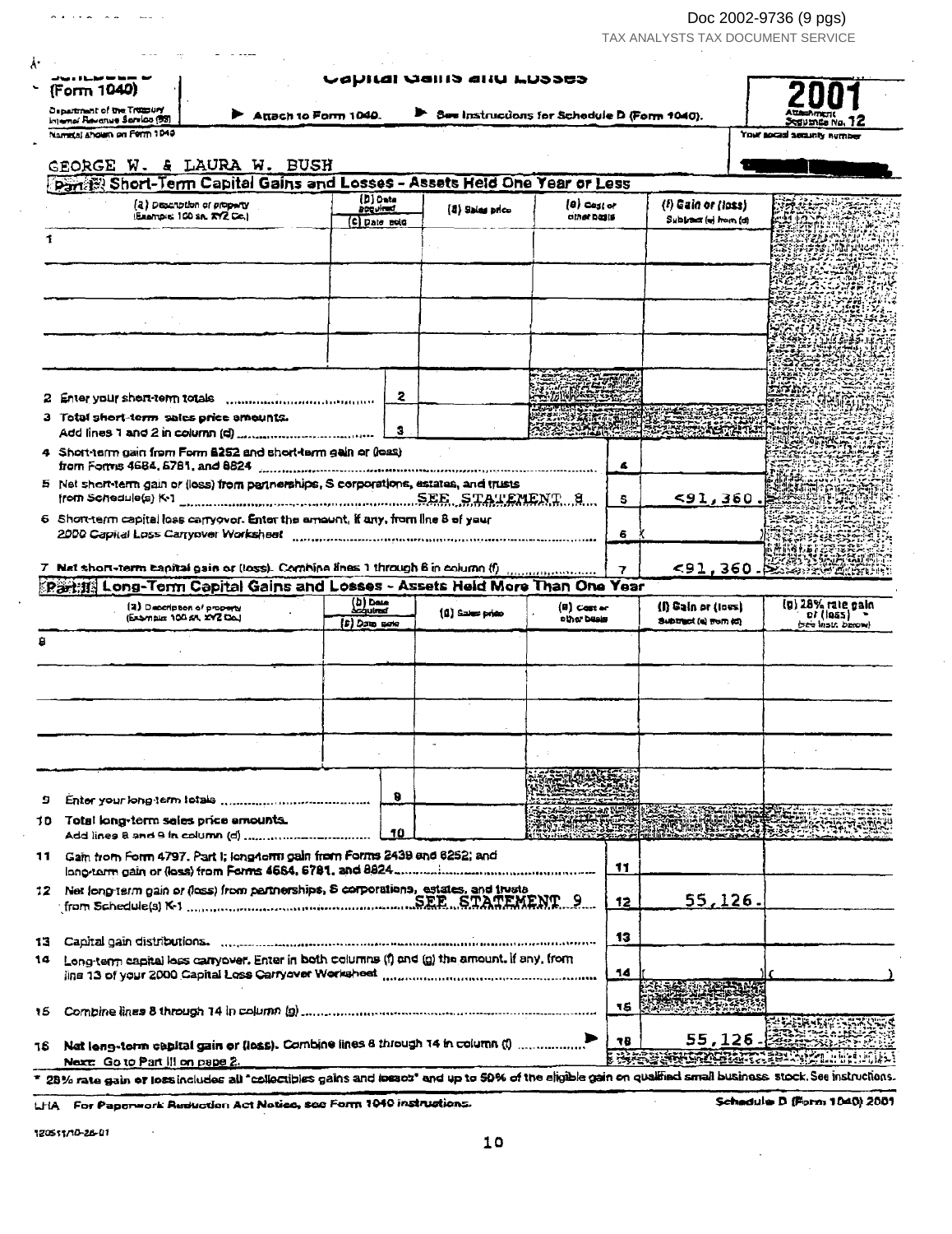**SCHEDULE D (Form 1040)**

Department of the Treasury
Internal Revenue Service (99)

# Capital Gains and Losses

▶ Attach to Form 1040. ▶ See Instructions for Schedule D (Form 1040).

**2001**
Attachment Sequence No. 12

Name(s) shown on Form 1040: GEORGE W. & LAURA W. BUSH

Your social security number:

## Part I Short-Term Capital Gains and Losses - Assets Held One Year or Less

| | (a) Description of property (Example: 100 sh. XYZ Co.) | (b) Date acquired | (c) Date sold | (d) Sales price | (e) Cost or other basis | (f) Gain or (loss) Subtract (e) from (d) |
|---|---|---|---|---|---|---|
| 1 | | | | | | |
| 2 | Enter your short-term totals | | 2 | | | |
| 3 | Total short-term sales price amounts. Add lines 1 and 2 in column (d) | | 3 | | | |
| 4 | Short-term gain from Form 6252 and short-term gain or (loss) from Forms 4684, 6781, and 8824 | | | | 4 | |
| 5 | Net short-term gain or (loss) from partnerships, S corporations, estates, and trusts from Schedule(s) K-1 SEE STATEMENT 8 | | | | 5 | <91,360.> |
| 6 | Short-term capital loss carryover. Enter the amount, if any, from line 8 of your 2000 Capital Loss Carryover Worksheet | | | | 6 | ( ) |
| 7 | Net short-term capital gain or (loss). Combine lines 1 through 6 in column (f) | | | | 7 | <91,360.> |

## Part II Long-Term Capital Gains and Losses - Assets Held More Than One Year

| | (a) Description of property (Example: 100 sh. XYZ Co.) | (b) Date acquired | (c) Date sold | (d) Sales price | (e) Cost or other basis | (f) Gain or (loss) Subtract (e) from (d) | (g) 28% rate gain or (loss) * (see instr. below) |
|---|---|---|---|---|---|---|---|
| 8 | | | | | | | |
| 9 | Enter your long-term totals | | 9 | | | | |
| 10 | Total long-term sales price amounts. Add lines 8 and 9 in column (d) | | 10 | | | | |
| 11 | Gain from Form 4797, Part I; long-term gain from Forms 2439 and 6252; and long-term gain or (loss) from Forms 4684, 6781, and 8824 | | | | 11 | | |
| 12 | Net long-term gain or (loss) from partnerships, S corporations, estates, and trusts from Schedule(s) K-1 SEE STATEMENT 9 | | | | 12 | 55,126. | |
| 13 | Capital gain distributions. | | | | 13 | | |
| 14 | Long-term capital loss carryover. Enter in both columns (f) and (g) the amount, if any, from line 13 of your 2000 Capital Loss Carryover Worksheet | | | | 14 | ( ) | ( ) |
| 15 | Combine lines 8 through 14 in column (g) | | | | 15 | | |
| 16 | Net long-term capital gain or (loss). Combine lines 8 through 14 in column (f) ▶ Next: Go to Part III on page 2. | | | | 16 | 55,126. | |

\* 28% rate gain or loss includes all "collectibles gains and losses" and up to 50% of the eligible gain on qualified small business stock. See instructions.

LHA For Paperwork Reduction Act Notice, see Form 1040 instructions. Schedule D (Form 1040) 2001

120511/10-26-01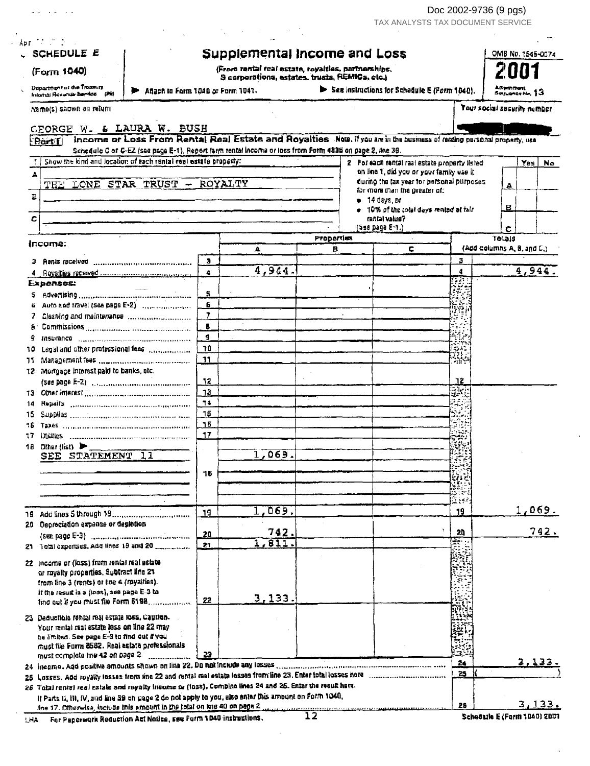**SCHEDULE E (Form 1040)**

Department of the Treasury Internal Revenue Service (99)

# Supplemental Income and Loss

(From rental real estate, royalties, partnerships, S corporations, estates, trusts, REMICs, etc.)

▶ Attach to Form 1040 or Form 1041. ▶ See Instructions for Schedule E (Form 1040).

OMB No. 1545-0074

**2001**

Attachment Sequence No. 13

Name(s) shown on return: GEORGE W. & LAURA W. BUSH

Your social security number: [redacted]

**Part I** **Income or Loss From Rental Real Estate and Royalties** Note. If you are in the business of renting personal property, use Schedule C or C-EZ (see page E-1). Report farm rental income or loss from Form 4835 on page 2, line 39.

1 Show the kind and location of each rental real estate property:

A THE LONE STAR TRUST - ROYALTY

B

C

2 For each rental real estate property listed on line 1, did you or your family use it during the tax year for personal purposes for more than the greater of:
- 14 days, or
- 10% of the total days rented at fair rental value?

(See page E-1.)

| | Yes | No |
|---|---|---|
| A | | |
| B | | |
| C | | |

| Income: | | Properties A | Properties B | Properties C | | Totals (Add columns A, B, and C.) |
|---|---|---|---|---|---|---|
| 3 Rents received | 3 | | | | 3 | |
| 4 Royalties received | 4 | 4,944. | | | 4 | 4,944. |
| **Expenses:** | | | | | | |
| 5 Advertising | 5 | | | | | |
| 6 Auto and travel (see page E-2) | 6 | | | | | |
| 7 Cleaning and maintenance | 7 | | | | | |
| 8 Commissions | 8 | | | | | |
| 9 Insurance | 9 | | | | | |
| 10 Legal and other professional fees | 10 | | | | | |
| 11 Management fees | 11 | | | | | |
| 12 Mortgage interest paid to banks, etc. (see page E-2) | 12 | | | | 12 | |
| 13 Other interest | 13 | | | | | |
| 14 Repairs | 14 | | | | | |
| 15 Supplies | 15 | | | | | |
| 16 Taxes | 16 | | | | | |
| 17 Utilities | 17 | | | | | |
| 18 Other (list) ▶ SEE STATEMENT 11 | 18 | 1,069. | | | | |
| 19 Add lines 5 through 18 | 19 | 1,069. | | | 19 | 1,069. |
| 20 Depreciation expense or depletion (see page E-3) | 20 | 742. | | | 20 | 742. |
| 21 Total expenses. Add lines 19 and 20 | 21 | 1,811. | | | | |
| 22 Income or (loss) from rental real estate or royalty properties. Subtract line 21 from line 3 (rents) or line 4 (royalties). If the result is a (loss), see page E-3 to find out if you must file Form 6198 | 22 | 3,133. | | | | |
| 23 Deductible rental real estate loss. Caution. Your rental real estate loss on line 22 may be limited. See page E-3 to find out if you must file Form 8582. Real estate professionals must complete line 42 on page 2 | 23 | | | | | |

24 Income. Add positive amounts shown on line 22. Do not include any losses ... 24 3,133.

25 Losses. Add royalty losses from line 22 and rental real estate losses from line 23. Enter total losses here ... 25 ( )

26 Total rental real estate and royalty income or (loss). Combine lines 24 and 25. Enter the result here. If Parts II, III, IV, and line 39 on page 2 do not apply to you, also enter this amount on Form 1040, line 17. Otherwise, include this amount in the total on line 40 on page 2 ... 26 3,133.

LHA For Paperwork Reduction Act Notice, see Form 1040 instructions. 12 Schedule E (Form 1040) 2001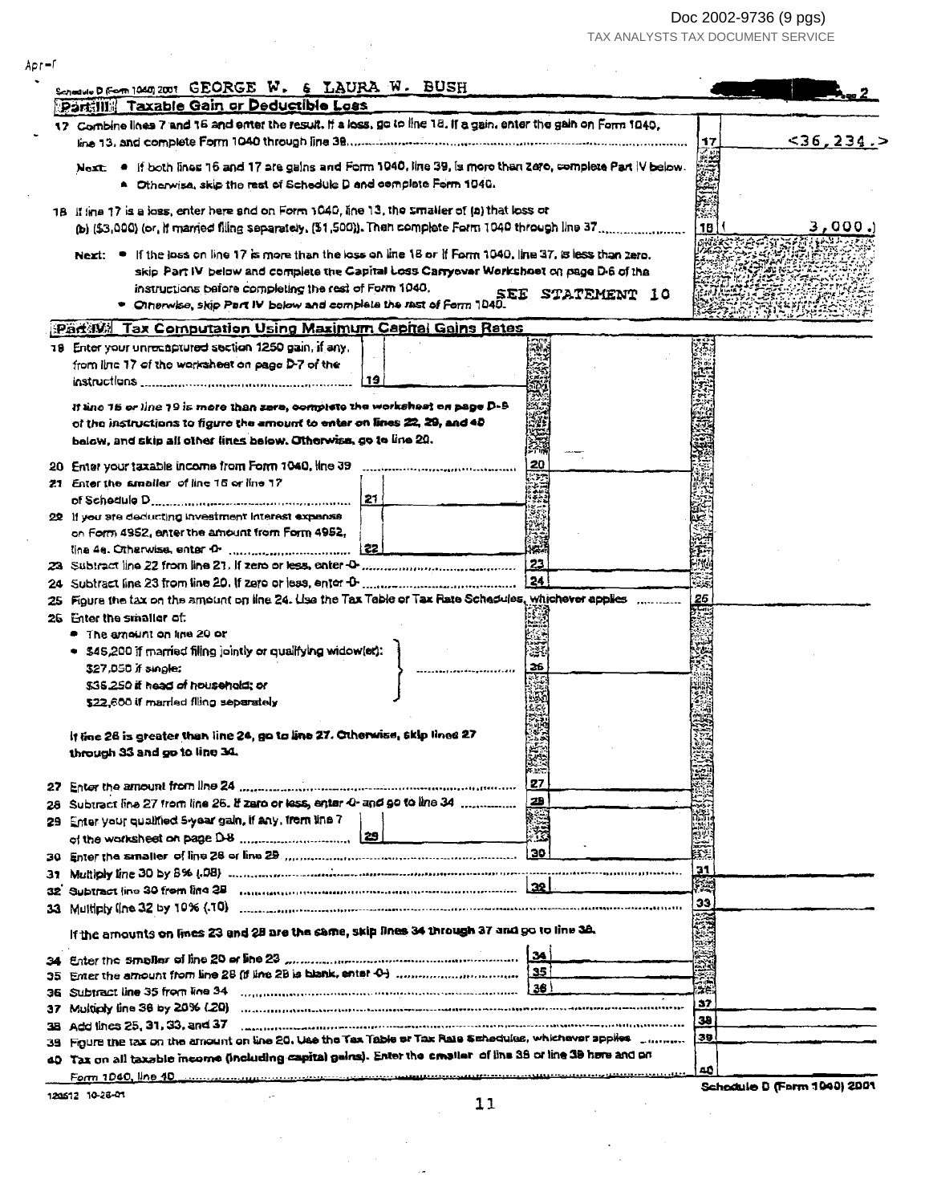Apr-f

Schedule D (Form 1040) 2001 GEORGE W. & LAURA W. BUSH Page 2

## Part III Taxable Gain or Deductible Loss

17 Combine lines 7 and 16 and enter the result. If a loss, go to line 18. If a gain, enter the gain on Form 1040, line 13, and complete Form 1040 through line 38 ..... **17** <36,234.>

Next: • If both lines 16 and 17 are gains and Form 1040, line 39, is more than zero, complete Part IV below.
• Otherwise, skip the rest of Schedule D and complete Form 1040.

18 If line 17 is a loss, enter here and on Form 1040, line 13, the smaller of (a) that loss or (b) ($3,000) (or, if married filing separately, ($1,500)). Then complete Form 1040 through line 37 ..... **18** (3,000.)

Next: • If the loss on line 17 is more than the loss on line 18 or if Form 1040, line 37, is less than zero, skip Part IV below and complete the Capital Loss Carryover Worksheet on page D-6 of the instructions before completing the rest of Form 1040. SEE STATEMENT 10
• Otherwise, skip Part IV below and complete the rest of Form 1040.

## Part IV Tax Computation Using Maximum Capital Gains Rates

19 Enter your unrecaptured section 1250 gain, if any, from line 17 of the worksheet on page D-7 of the instructions ..... **19**

*If line 16 or line 19 is more than zero, complete the worksheet on page D-9 of the instructions to figure the amount to enter on lines 22, 29, and 40 below, and skip all other lines below. Otherwise, go to line 20.*

20 Enter your taxable income from Form 1040, line 39 ..... **20**

21 Enter the smaller of line 16 or line 17 of Schedule D ..... **21**

22 If you are deducting investment interest expense on Form 4952, enter the amount from Form 4952, line 4e. Otherwise, enter -0- ..... **22**

23 Subtract line 22 from line 21. If zero or less, enter -0- ..... **23**

24 Subtract line 23 from line 20. If zero or less, enter -0- ..... **24**

25 Figure the tax on the amount on line 24. Use the Tax Table or Tax Rate Schedules, whichever applies ..... **25**

26 Enter the smaller of:
- The amount on line 20 or
- $45,200 if married filing jointly or qualifying widow(er); $27,050 if single; $36,250 if head of household; or $22,600 if married filing separately ..... **26**

**If line 26 is greater than line 24, go to line 27. Otherwise, skip lines 27 through 33 and go to line 34.**

27 Enter the amount from line 24 ..... **27**

28 Subtract line 27 from line 26. If zero or less, enter -0- and go to line 34 ..... **28**

29 Enter your qualified 5-year gain, if any, from line 7 of the worksheet on page D-8 ..... **29**

30 Enter the smaller of line 28 or line 29 ..... **30**

31 Multiply line 30 by 8% (.08) ..... **31**

32 Subtract line 30 from line 28 ..... **32**

33 Multiply line 32 by 10% (.10) ..... **33**

If the amounts on lines 23 and 28 are the same, skip lines 34 through 37 and go to line 38.

34 Enter the smaller of line 20 or line 23 ..... **34**

35 Enter the amount from line 28 (if line 28 is blank, enter -0-) ..... **35**

36 Subtract line 35 from line 34 ..... **36**

37 Multiply line 36 by 20% (.20) ..... **37**

38 Add lines 25, 31, 33, and 37 ..... **38**

39 Figure the tax on the amount on line 20. Use the Tax Table or Tax Rate Schedules, whichever applies ..... **39**

40 **Tax on all taxable income (including capital gains).** Enter the smaller of line 38 or line 39 here and on Form 1040, line 40 ..... **40**

120512 10-26-01 Schedule D (Form 1040) 2001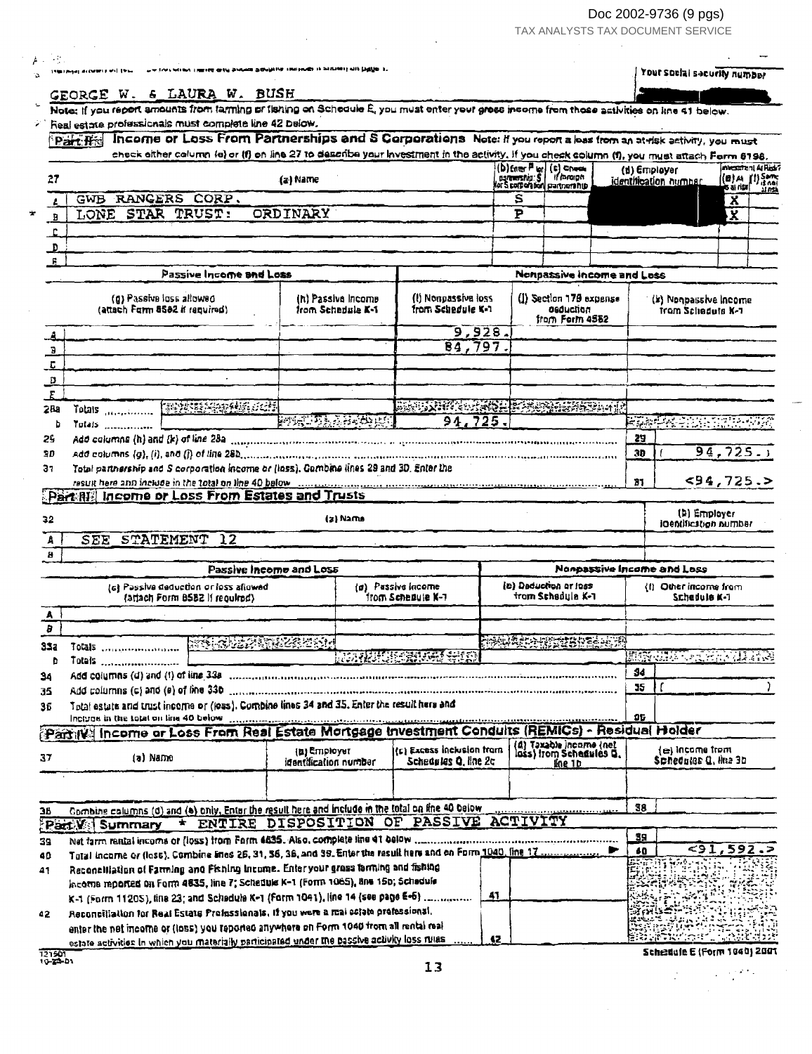Name(s) shown on return. Do not enter name and social security number if shown on page 1.

GEORGE W. & LAURA W. BUSH

Your social security number

Note: If you report amounts from farming or fishing on Schedule E, you must enter your gross income from those activities on line 41 below. Real estate professionals must complete line 42 below.

## Part II Income or Loss From Partnerships and S Corporations

Note: If you report a loss from an at-risk activity, you must check either column (e) or (f) on line 27 to describe your investment in the activity. If you check column (f), you must attach Form 6198.

| 27 | (a) Name | (b) Enter P for partnership; S for S corporation | (c) Check if foreign partnership | (d) Employer identification number | (e) All is at risk | (f) Some is not at risk |
|---|---|---|---|---|---|---|
| A | GWB RANGERS CORP. | S | | | X | |
| B | LONE STAR TRUST: ORDINARY | P | | | X | |
| C | | | | | | |
| D | | | | | | |
| E | | | | | | |

| | (g) Passive loss allowed (attach Form 8582 if required) | (h) Passive income from Schedule K-1 | (i) Nonpassive loss from Schedule K-1 | (j) Section 179 expense deduction from Form 4562 | (k) Nonpassive income from Schedule K-1 |
|---|---|---|---|---|---|
| A | | | 9,928. | | |
| B | | | 84,797. | | |
| C | | | | | |
| D | | | | | |
| E | | | | | |
| 28a Totals | | | | | |
| b Totals | | | 94,725. | | |

29 Add columns (h) and (k) of line 28a — 29

30 Add columns (g), (i), and (j) of line 28b — 30 ( 94,725. )

31 Total partnership and S corporation income or (loss). Combine lines 29 and 30. Enter the result here and include in the total on line 40 below — 31 <94,725.>

## Part III Income or Loss From Estates and Trusts

| 32 | (a) Name | (b) Employer identification number |
|---|---|---|
| A | SEE STATEMENT 12 | |
| B | | |

| | (c) Passive deduction or loss allowed (attach Form 8582 if required) | (d) Passive income from Schedule K-1 | (e) Deduction or loss from Schedule K-1 | (f) Other income from Schedule K-1 |
|---|---|---|---|---|
| A | | | | |
| B | | | | |
| 33a Totals | | | | |
| b Totals | | | | |

34 Add columns (d) and (f) of line 33a — 34

35 Add columns (c) and (e) of line 33b — 35 ( )

36 Total estate and trust income or (loss). Combine lines 34 and 35. Enter the result here and include in the total on line 40 below — 36

## Part IV Income or Loss From Real Estate Mortgage Investment Conduits (REMICs) - Residual Holder

| 37 (a) Name | (b) Employer identification number | (c) Excess inclusion from Schedules Q, line 2c | (d) Taxable income (net loss) from Schedules Q, line 1b | (e) Income from Schedules Q, line 3b |
|---|---|---|---|---|
| | | | | |

38 Combine columns (d) and (e) only. Enter the result here and include in the total on line 40 below — 38

## Part V Summary * ENTIRE DISPOSITION OF PASSIVE ACTIVITY

39 Net farm rental income or (loss) from Form 4835. Also, complete line 41 below — 39

40 Total income or (loss). Combine lines 26, 31, 36, 38, and 39. Enter the result here and on Form 1040, line 17 — 40 <91,592.>

41 Reconciliation of Farming and Fishing Income. Enter your gross farming and fishing income reported on Form 4835, line 7; Schedule K-1 (Form 1065), line 15b; Schedule K-1 (Form 1120S), line 23; and Schedule K-1 (Form 1041), line 14 (see page E-6) — 41

42 Reconciliation for Real Estate Professionals. If you were a real estate professional, enter the net income or (loss) you reported anywhere on Form 1040 from all rental real estate activities in which you materially participated under the passive activity loss rules — 42

121501 10-29-01

Schedule E (Form 1040) 2001